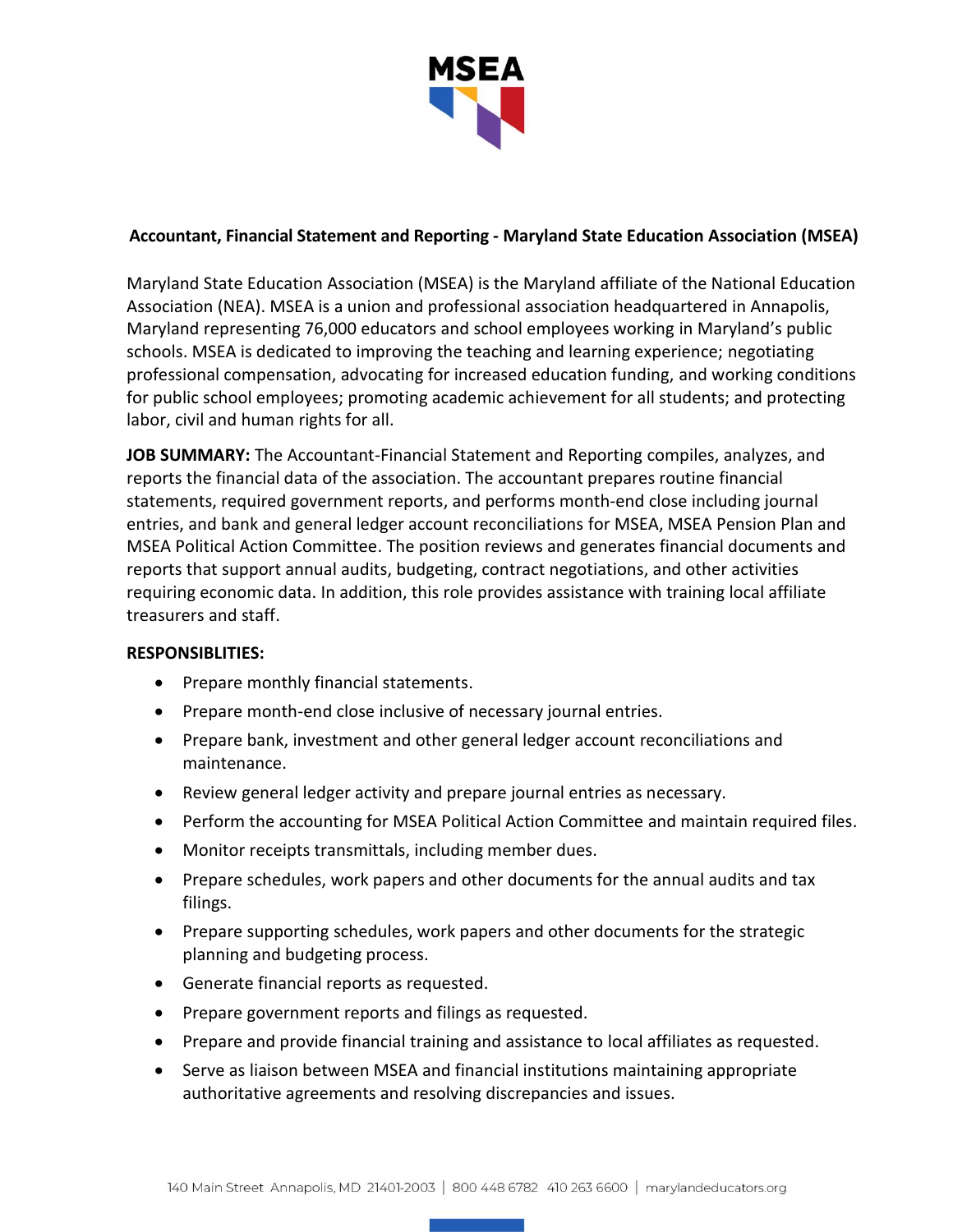**Accountant, Financial Statement and Reporting - Maryland State Education Association (MSEA)**

Maryland State Education Association (MSEA) is the Maryland affiliate of the National Education Association (NEA). MSEA is a union and professional association headquartered in Annapolis, Maryland representing 76,000 educators and school employees working in Maryland's public schools. MSEA is dedicated to improving the teaching and learning experience; negotiating professional compensation, advocating for increased education funding, and working conditions for public school employees; promoting academic achievement for all students; and protecting labor, civil and human rights for all.

**JOB SUMMARY:** The Accountant-Financial Statement and Reporting compiles, analyzes, and reports the financial data of the association. The accountant prepares routine financial statements, required government reports, and performs month-end close including journal entries, and bank and general ledger account reconciliations for MSEA, MSEA Pension Plan and MSEA Political Action Committee. The position reviews and generates financial documents and reports that support annual audits, budgeting, contract negotiations, and other activities requiring economic data. In addition, this role provides assistance with training local affiliate treasurers and staff.

**RESPONSIBLITIES:**

- Prepare monthly financial statements.
- Prepare month-end close inclusive of necessary journal entries.
- Prepare bank, investment and other general ledger account reconciliations and maintenance.
- Review general ledger activity and prepare journal entries as necessary.
- Perform the accounting for MSEA Political Action Committee and maintain required files.
- Monitor receipts transmittals, including member dues.
- Prepare schedules, work papers and other documents for the annual audits and tax filings.
- Prepare supporting schedules, work papers and other documents for the strategic planning and budgeting process.
- Generate financial reports as requested.
- Prepare government reports and filings as requested.
- Prepare and provide financial training and assistance to local affiliates as requested.
- Serve as liaison between MSEA and financial institutions maintaining appropriate authoritative agreements and resolving discrepancies and issues.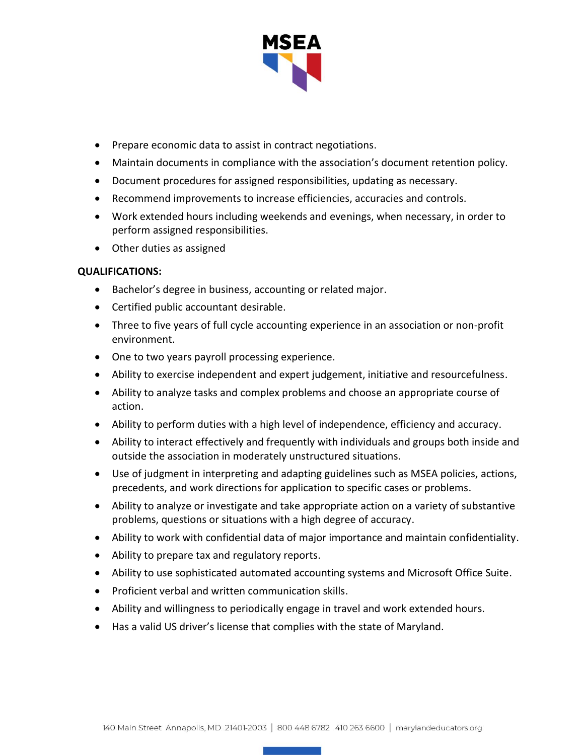- Prepare economic data to assist in contract negotiations.
- Maintain documents in compliance with the association's document retention policy.
- Document procedures for assigned responsibilities, updating as necessary.
- Recommend improvements to increase efficiencies, accuracies and controls.
- Work extended hours including weekends and evenings, when necessary, in order to perform assigned responsibilities.
- Other duties as assigned

**QUALIFICATIONS:**

- Bachelor's degree in business, accounting or related major.
- Certified public accountant desirable.
- Three to five years of full cycle accounting experience in an association or non-profit environment.
- One to two years payroll processing experience.
- Ability to exercise independent and expert judgement, initiative and resourcefulness.
- Ability to analyze tasks and complex problems and choose an appropriate course of action.
- Ability to perform duties with a high level of independence, efficiency and accuracy.
- Ability to interact effectively and frequently with individuals and groups both inside and outside the association in moderately unstructured situations.
- Use of judgment in interpreting and adapting guidelines such as MSEA policies, actions, precedents, and work directions for application to specific cases or problems.
- Ability to analyze or investigate and take appropriate action on a variety of substantive problems, questions or situations with a high degree of accuracy.
- Ability to work with confidential data of major importance and maintain confidentiality.
- Ability to prepare tax and regulatory reports.
- Ability to use sophisticated automated accounting systems and Microsoft Office Suite.
- Proficient verbal and written communication skills.
- Ability and willingness to periodically engage in travel and work extended hours.
- Has a valid US driver's license that complies with the state of Maryland.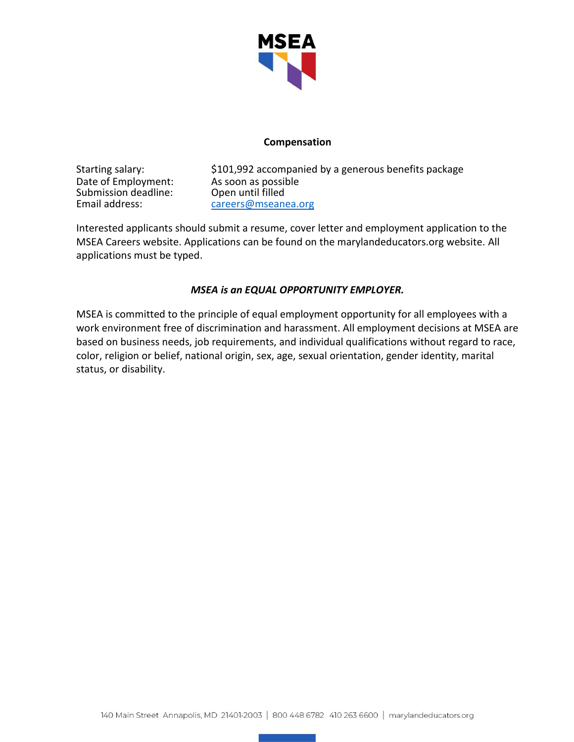MSEA

## Compensation

| | |
|---|---|
| Starting salary: | $101,992 accompanied by a generous benefits package |
| Date of Employment: | As soon as possible |
| Submission deadline: | Open until filled |
| Email address: | careers@mseanea.org |

Interested applicants should submit a resume, cover letter and employment application to the MSEA Careers website. Applications can be found on the marylandeducators.org website. All applications must be typed.

***MSEA is an EQUAL OPPORTUNITY EMPLOYER.***

MSEA is committed to the principle of equal employment opportunity for all employees with a work environment free of discrimination and harassment. All employment decisions at MSEA are based on business needs, job requirements, and individual qualifications without regard to race, color, religion or belief, national origin, sex, age, sexual orientation, gender identity, marital status, or disability.

140 Main Street Annapolis, MD 21401-2003 | 800 448 6782 410 263 6600 | marylandeducators.org